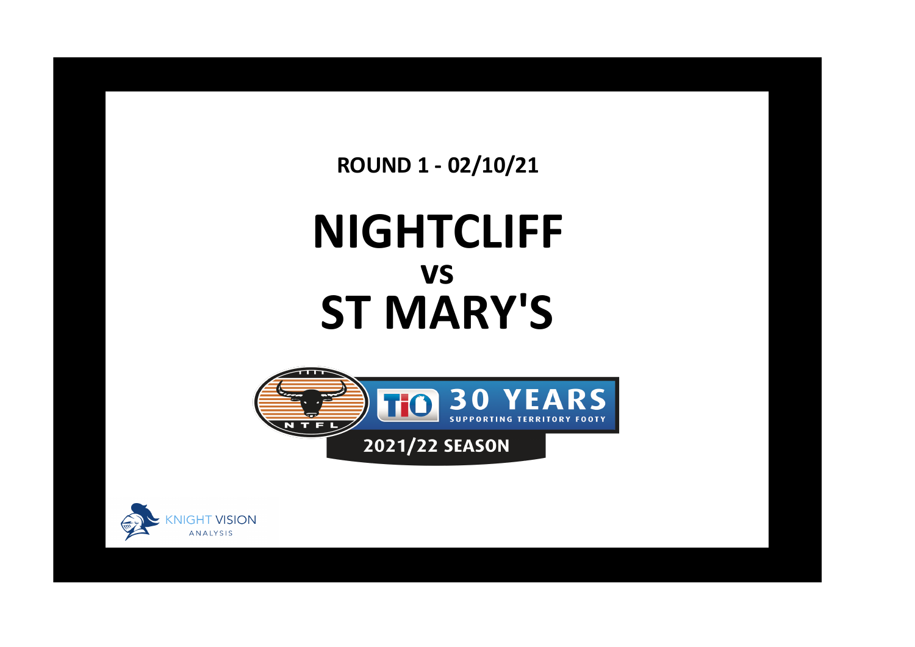**ROUND 1 - 02/10/21**

# NIGHTCLIFF

**vs**

# ST MARY'S

NTFL

TIO 30 YEARS SUPPORTING TERRITORY FOOTY

2021/22 SEASON

KNIGHT VISION ANALYSIS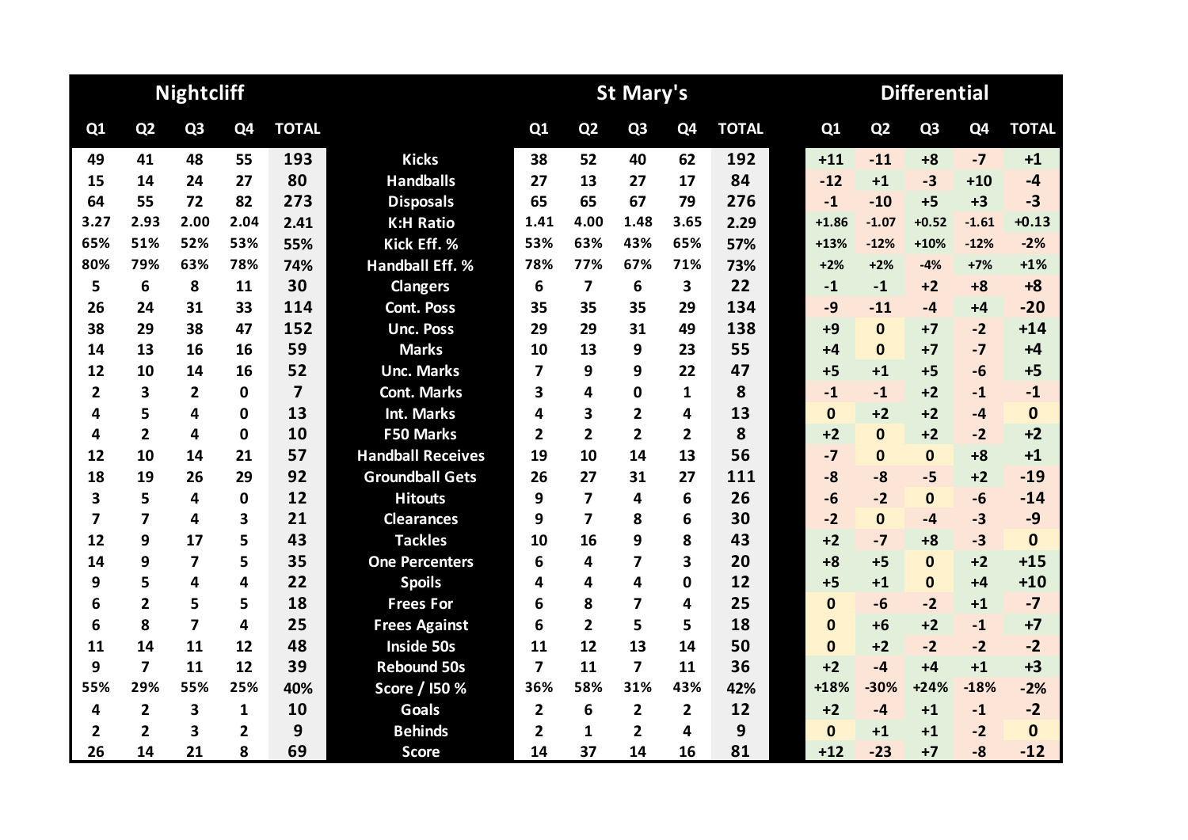| Nightcliff | | | | | | St Mary's | | | | | Differential | | | | |
|---|---|---|---|---|---|---|---|---|---|---|---|---|---|---|---|
| Q1 | Q2 | Q3 | Q4 | TOTAL | | Q1 | Q2 | Q3 | Q4 | TOTAL | Q1 | Q2 | Q3 | Q4 | TOTAL |
| 49 | 41 | 48 | 55 | 193 | Kicks | 38 | 52 | 40 | 62 | 192 | +11 | -11 | +8 | -7 | +1 |
| 15 | 14 | 24 | 27 | 80 | Handballs | 27 | 13 | 27 | 17 | 84 | -12 | +1 | -3 | +10 | -4 |
| 64 | 55 | 72 | 82 | 273 | Disposals | 65 | 65 | 67 | 79 | 276 | -1 | -10 | +5 | +3 | -3 |
| 3.27 | 2.93 | 2.00 | 2.04 | 2.41 | K:H Ratio | 1.41 | 4.00 | 1.48 | 3.65 | 2.29 | +1.86 | -1.07 | +0.52 | -1.61 | +0.13 |
| 65% | 51% | 52% | 53% | 55% | Kick Eff. % | 53% | 63% | 43% | 65% | 57% | +13% | -12% | +10% | -12% | -2% |
| 80% | 79% | 63% | 78% | 74% | Handball Eff. % | 78% | 77% | 67% | 71% | 73% | +2% | +2% | -4% | +7% | +1% |
| 5 | 6 | 8 | 11 | 30 | Clangers | 6 | 7 | 6 | 3 | 22 | -1 | -1 | +2 | +8 | +8 |
| 26 | 24 | 31 | 33 | 114 | Cont. Poss | 35 | 35 | 35 | 29 | 134 | -9 | -11 | -4 | +4 | -20 |
| 38 | 29 | 38 | 47 | 152 | Unc. Poss | 29 | 29 | 31 | 49 | 138 | +9 | 0 | +7 | -2 | +14 |
| 14 | 13 | 16 | 16 | 59 | Marks | 10 | 13 | 9 | 23 | 55 | +4 | 0 | +7 | -7 | +4 |
| 12 | 10 | 14 | 16 | 52 | Unc. Marks | 7 | 9 | 9 | 22 | 47 | +5 | +1 | +5 | -6 | +5 |
| 2 | 3 | 2 | 0 | 7 | Cont. Marks | 3 | 4 | 0 | 1 | 8 | -1 | -1 | +2 | -1 | -1 |
| 4 | 5 | 4 | 0 | 13 | Int. Marks | 4 | 3 | 2 | 4 | 13 | 0 | +2 | +2 | -4 | 0 |
| 4 | 2 | 4 | 0 | 10 | F50 Marks | 2 | 2 | 2 | 2 | 8 | +2 | 0 | +2 | -2 | +2 |
| 12 | 10 | 14 | 21 | 57 | Handball Receives | 19 | 10 | 14 | 13 | 56 | -7 | 0 | 0 | +8 | +1 |
| 18 | 19 | 26 | 29 | 92 | Groundball Gets | 26 | 27 | 31 | 27 | 111 | -8 | -8 | -5 | +2 | -19 |
| 3 | 5 | 4 | 0 | 12 | Hitouts | 9 | 7 | 4 | 6 | 26 | -6 | -2 | 0 | -6 | -14 |
| 7 | 7 | 4 | 3 | 21 | Clearances | 9 | 7 | 8 | 6 | 30 | -2 | 0 | -4 | -3 | -9 |
| 12 | 9 | 17 | 5 | 43 | Tackles | 10 | 16 | 9 | 8 | 43 | +2 | -7 | +8 | -3 | 0 |
| 14 | 9 | 7 | 5 | 35 | One Percenters | 6 | 4 | 7 | 3 | 20 | +8 | +5 | 0 | +2 | +15 |
| 9 | 5 | 4 | 4 | 22 | Spoils | 4 | 4 | 4 | 0 | 12 | +5 | +1 | 0 | +4 | +10 |
| 6 | 2 | 5 | 5 | 18 | Frees For | 6 | 8 | 7 | 4 | 25 | 0 | -6 | -2 | +1 | -7 |
| 6 | 8 | 7 | 4 | 25 | Frees Against | 6 | 2 | 5 | 5 | 18 | 0 | +6 | +2 | -1 | +7 |
| 11 | 14 | 11 | 12 | 48 | Inside 50s | 11 | 12 | 13 | 14 | 50 | 0 | +2 | -2 | -2 | -2 |
| 9 | 7 | 11 | 12 | 39 | Rebound 50s | 7 | 11 | 7 | 11 | 36 | +2 | -4 | +4 | +1 | +3 |
| 55% | 29% | 55% | 25% | 40% | Score / I50 % | 36% | 58% | 31% | 43% | 42% | +18% | -30% | +24% | -18% | -2% |
| 4 | 2 | 3 | 1 | 10 | Goals | 2 | 6 | 2 | 2 | 12 | +2 | -4 | +1 | -1 | -2 |
| 2 | 2 | 3 | 2 | 9 | Behinds | 2 | 1 | 2 | 4 | 9 | 0 | +1 | +1 | -2 | 0 |
| 26 | 14 | 21 | 8 | 69 | Score | 14 | 37 | 14 | 16 | 81 | +12 | -23 | +7 | -8 | -12 |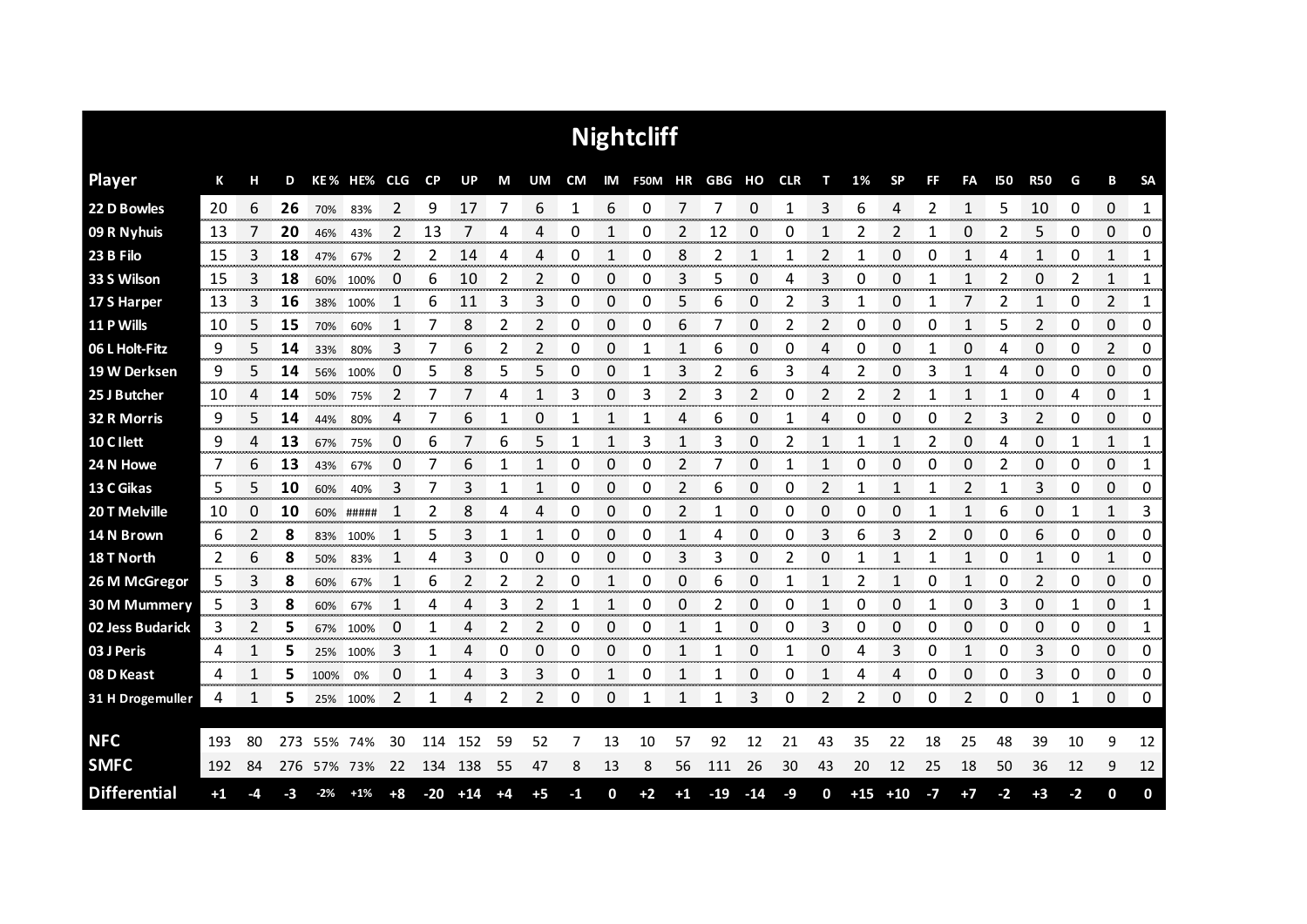# Nightcliff

| Player | K | H | D | KE % | HE% | CLG | CP | UP | M | UM | CM | IM | F50M | HR | GBG | HO | CLR | T | 1% | SP | FF | FA | I50 | R50 | G | B | SA |
|---|---|---|---|---|---|---|---|---|---|---|---|---|---|---|---|---|---|---|---|---|---|---|---|---|---|---|---|
| 22 D Bowles | 20 | 6 | **26** | 70% | 83% | 2 | 9 | 17 | 7 | 6 | 1 | 6 | 0 | 7 | 7 | 0 | 1 | 3 | 6 | 4 | 2 | 1 | 5 | 10 | 0 | 0 | 1 |
| 09 R Nyhuis | 13 | 7 | **20** | 46% | 43% | 2 | 13 | 7 | 4 | 4 | 0 | 1 | 0 | 2 | 12 | 0 | 0 | 1 | 2 | 2 | 1 | 0 | 2 | 5 | 0 | 0 | 0 |
| 23 B Filo | 15 | 3 | **18** | 47% | 67% | 2 | 2 | 14 | 4 | 4 | 0 | 1 | 0 | 8 | 2 | 1 | 1 | 2 | 1 | 0 | 0 | 1 | 4 | 1 | 0 | 1 | 1 |
| 33 S Wilson | 15 | 3 | **18** | 60% | 100% | 0 | 6 | 10 | 2 | 2 | 0 | 0 | 0 | 3 | 5 | 0 | 4 | 3 | 0 | 0 | 1 | 1 | 2 | 0 | 2 | 1 | 1 |
| 17 S Harper | 13 | 3 | **16** | 38% | 100% | 1 | 6 | 11 | 3 | 3 | 0 | 0 | 0 | 5 | 6 | 0 | 2 | 3 | 1 | 0 | 1 | 7 | 2 | 1 | 0 | 2 | 1 |
| 11 P Wills | 10 | 5 | **15** | 70% | 60% | 1 | 7 | 8 | 2 | 2 | 0 | 0 | 0 | 6 | 7 | 0 | 2 | 2 | 0 | 0 | 0 | 1 | 5 | 2 | 0 | 0 | 0 |
| 06 L Holt-Fitz | 9 | 5 | **14** | 33% | 80% | 3 | 7 | 6 | 2 | 2 | 0 | 0 | 1 | 1 | 6 | 0 | 0 | 4 | 0 | 0 | 1 | 0 | 4 | 0 | 0 | 2 | 0 |
| 19 W Derksen | 9 | 5 | **14** | 56% | 100% | 0 | 5 | 8 | 5 | 5 | 0 | 0 | 1 | 3 | 2 | 6 | 3 | 4 | 2 | 0 | 3 | 1 | 4 | 0 | 0 | 0 | 0 |
| 25 J Butcher | 10 | 4 | **14** | 50% | 75% | 2 | 7 | 7 | 4 | 1 | 3 | 0 | 3 | 2 | 3 | 2 | 0 | 2 | 2 | 2 | 1 | 1 | 1 | 0 | 4 | 0 | 1 |
| 32 R Morris | 9 | 5 | **14** | 44% | 80% | 4 | 7 | 6 | 1 | 0 | 1 | 1 | 1 | 4 | 6 | 0 | 1 | 4 | 0 | 0 | 0 | 2 | 3 | 2 | 0 | 0 | 0 |
| 10 C Ilett | 9 | 4 | **13** | 67% | 75% | 0 | 6 | 7 | 6 | 5 | 1 | 1 | 3 | 1 | 3 | 0 | 2 | 1 | 1 | 1 | 2 | 0 | 4 | 0 | 1 | 1 | 1 |
| 24 N Howe | 7 | 6 | **13** | 43% | 67% | 0 | 7 | 6 | 1 | 1 | 0 | 0 | 0 | 2 | 7 | 0 | 1 | 1 | 0 | 0 | 0 | 0 | 2 | 0 | 0 | 0 | 1 |
| 13 C Gikas | 5 | 5 | **10** | 60% | 40% | 3 | 7 | 3 | 1 | 1 | 0 | 0 | 0 | 2 | 6 | 0 | 0 | 2 | 1 | 1 | 1 | 2 | 1 | 3 | 0 | 0 | 0 |
| 20 T Melville | 10 | 0 | **10** | 60% | ##### | 1 | 2 | 8 | 4 | 4 | 0 | 0 | 0 | 2 | 1 | 0 | 0 | 0 | 0 | 0 | 1 | 1 | 6 | 0 | 1 | 1 | 3 |
| 14 N Brown | 6 | 2 | **8** | 83% | 100% | 1 | 5 | 3 | 1 | 1 | 0 | 0 | 0 | 1 | 4 | 0 | 0 | 3 | 6 | 3 | 2 | 0 | 0 | 6 | 0 | 0 | 0 |
| 18 T North | 2 | 6 | **8** | 50% | 83% | 1 | 4 | 3 | 0 | 0 | 0 | 0 | 0 | 3 | 3 | 0 | 2 | 0 | 1 | 1 | 1 | 1 | 0 | 1 | 0 | 1 | 0 |
| 26 M McGregor | 5 | 3 | **8** | 60% | 67% | 1 | 6 | 2 | 2 | 2 | 0 | 1 | 0 | 0 | 6 | 0 | 1 | 1 | 2 | 1 | 0 | 1 | 0 | 2 | 0 | 0 | 0 |
| 30 M Mummery | 5 | 3 | **8** | 60% | 67% | 1 | 4 | 4 | 3 | 2 | 1 | 1 | 0 | 0 | 2 | 0 | 0 | 1 | 0 | 0 | 1 | 0 | 3 | 0 | 1 | 0 | 1 |
| 02 Jess Budarick | 3 | 2 | **5** | 67% | 100% | 0 | 1 | 4 | 2 | 2 | 0 | 0 | 0 | 1 | 1 | 0 | 0 | 3 | 0 | 0 | 0 | 0 | 0 | 0 | 0 | 0 | 1 |
| 03 J Peris | 4 | 1 | **5** | 25% | 100% | 3 | 1 | 4 | 0 | 0 | 0 | 0 | 0 | 1 | 1 | 0 | 1 | 0 | 4 | 3 | 0 | 1 | 0 | 3 | 0 | 0 | 0 |
| 08 D Keast | 4 | 1 | **5** | 100% | 0% | 0 | 1 | 4 | 3 | 3 | 0 | 1 | 0 | 1 | 1 | 0 | 0 | 1 | 4 | 4 | 0 | 0 | 0 | 3 | 0 | 0 | 0 |
| 31 H Drogemuller | 4 | 1 | **5** | 25% | 100% | 2 | 1 | 4 | 2 | 2 | 0 | 0 | 1 | 1 | 1 | 3 | 0 | 2 | 2 | 0 | 0 | 2 | 0 | 0 | 1 | 0 | 0 |
| **NFC** | 193 | 80 | 273 | 55% | 74% | 30 | 114 | 152 | 59 | 52 | 7 | 13 | 10 | 57 | 92 | 12 | 21 | 43 | 35 | 22 | 18 | 25 | 48 | 39 | 10 | 9 | 12 |
| **SMFC** | 192 | 84 | 276 | 57% | 73% | 22 | 134 | 138 | 55 | 47 | 8 | 13 | 8 | 56 | 111 | 26 | 30 | 43 | 20 | 12 | 25 | 18 | 50 | 36 | 12 | 9 | 12 |
| **Differential** | **+1** | **-4** | **-3** | **-2%** | **+1%** | **+8** | **-20** | **+14** | **+4** | **+5** | **-1** | **0** | **+2** | **+1** | **-19** | **-14** | **-9** | **0** | **+15** | **+10** | **-7** | **+7** | **-2** | **+3** | **-2** | **0** | **0** |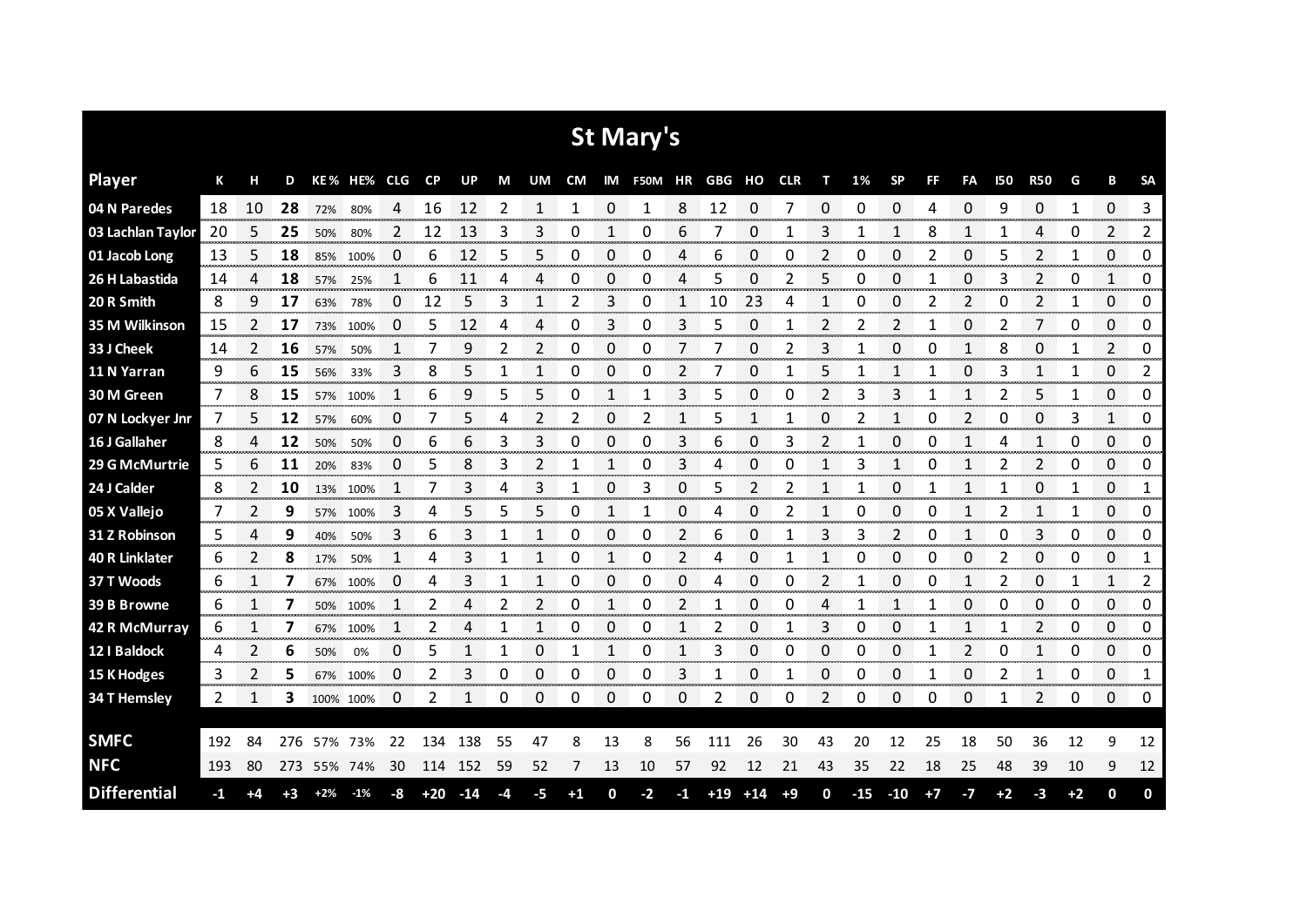# St Mary's

| Player | K | H | D | KE % | HE% | CLG | CP | UP | M | UM | CM | IM | F50M | HR | GBG | HO | CLR | T | 1% | SP | FF | FA | I50 | R50 | G | B | SA |
|---|---|---|---|---|---|---|---|---|---|---|---|---|---|---|---|---|---|---|---|---|---|---|---|---|---|---|---|
| 04 N Paredes | 18 | 10 | **28** | 72% | 80% | 4 | 16 | 12 | 2 | 1 | 1 | 0 | 1 | 8 | 12 | 0 | 7 | 0 | 0 | 0 | 4 | 0 | 9 | 0 | 1 | 0 | 3 |
| 03 Lachlan Taylor | 20 | 5 | **25** | 50% | 80% | 2 | 12 | 13 | 3 | 3 | 0 | 1 | 0 | 6 | 7 | 0 | 1 | 3 | 1 | 1 | 8 | 1 | 1 | 4 | 0 | 2 | 2 |
| 01 Jacob Long | 13 | 5 | **18** | 85% | 100% | 0 | 6 | 12 | 5 | 5 | 0 | 0 | 0 | 4 | 6 | 0 | 0 | 2 | 0 | 0 | 2 | 0 | 5 | 2 | 1 | 0 | 0 |
| 26 H Labastida | 14 | 4 | **18** | 57% | 25% | 1 | 6 | 11 | 4 | 4 | 0 | 0 | 0 | 4 | 5 | 0 | 2 | 5 | 0 | 0 | 1 | 0 | 3 | 2 | 0 | 1 | 0 |
| 20 R Smith | 8 | 9 | **17** | 63% | 78% | 0 | 12 | 5 | 3 | 1 | 2 | 3 | 0 | 1 | 10 | 23 | 4 | 1 | 0 | 0 | 2 | 2 | 0 | 2 | 1 | 0 | 0 |
| 35 M Wilkinson | 15 | 2 | **17** | 73% | 100% | 0 | 5 | 12 | 4 | 4 | 0 | 3 | 0 | 3 | 5 | 0 | 1 | 2 | 2 | 2 | 1 | 0 | 2 | 7 | 0 | 0 | 0 |
| 33 J Cheek | 14 | 2 | **16** | 57% | 50% | 1 | 7 | 9 | 2 | 2 | 0 | 0 | 0 | 7 | 7 | 0 | 2 | 3 | 1 | 0 | 0 | 1 | 8 | 0 | 1 | 2 | 0 |
| 11 N Yarran | 9 | 6 | **15** | 56% | 33% | 3 | 8 | 5 | 1 | 1 | 0 | 0 | 0 | 2 | 7 | 0 | 1 | 5 | 1 | 1 | 1 | 0 | 3 | 1 | 1 | 0 | 2 |
| 30 M Green | 7 | 8 | **15** | 57% | 100% | 1 | 6 | 9 | 5 | 5 | 0 | 1 | 1 | 3 | 5 | 0 | 0 | 2 | 3 | 3 | 1 | 1 | 2 | 5 | 1 | 0 | 0 |
| 07 N Lockyer Jnr | 7 | 5 | **12** | 57% | 60% | 0 | 7 | 5 | 4 | 2 | 2 | 0 | 2 | 1 | 5 | 1 | 1 | 0 | 2 | 1 | 0 | 2 | 0 | 0 | 3 | 1 | 0 |
| 16 J Gallaher | 8 | 4 | **12** | 50% | 50% | 0 | 6 | 6 | 3 | 3 | 0 | 0 | 0 | 3 | 6 | 0 | 3 | 2 | 1 | 0 | 0 | 1 | 4 | 1 | 0 | 0 | 0 |
| 29 G McMurtrie | 5 | 6 | **11** | 20% | 83% | 0 | 5 | 8 | 3 | 2 | 1 | 1 | 0 | 3 | 4 | 0 | 0 | 1 | 3 | 1 | 0 | 1 | 2 | 2 | 0 | 0 | 0 |
| 24 J Calder | 8 | 2 | **10** | 13% | 100% | 1 | 7 | 3 | 4 | 3 | 1 | 0 | 3 | 0 | 5 | 2 | 2 | 1 | 1 | 0 | 1 | 1 | 1 | 0 | 1 | 0 | 1 |
| 05 X Vallejo | 7 | 2 | **9** | 57% | 100% | 3 | 4 | 5 | 5 | 5 | 0 | 1 | 1 | 0 | 4 | 0 | 2 | 1 | 0 | 0 | 0 | 1 | 2 | 1 | 1 | 0 | 0 |
| 31 Z Robinson | 5 | 4 | **9** | 40% | 50% | 3 | 6 | 3 | 1 | 1 | 0 | 0 | 0 | 2 | 6 | 0 | 1 | 3 | 3 | 2 | 0 | 1 | 0 | 3 | 0 | 0 | 0 |
| 40 R Linklater | 6 | 2 | **8** | 17% | 50% | 1 | 4 | 3 | 1 | 1 | 0 | 1 | 0 | 2 | 4 | 0 | 1 | 1 | 0 | 0 | 0 | 0 | 2 | 0 | 0 | 0 | 1 |
| 37 T Woods | 6 | 1 | **7** | 67% | 100% | 0 | 4 | 3 | 1 | 1 | 0 | 0 | 0 | 0 | 4 | 0 | 0 | 2 | 1 | 0 | 0 | 1 | 2 | 0 | 1 | 1 | 2 |
| 39 B Browne | 6 | 1 | **7** | 50% | 100% | 1 | 2 | 4 | 2 | 2 | 0 | 1 | 0 | 2 | 1 | 0 | 0 | 4 | 1 | 1 | 1 | 0 | 0 | 0 | 0 | 0 | 0 |
| 42 R McMurray | 6 | 1 | **7** | 67% | 100% | 1 | 2 | 4 | 1 | 1 | 0 | 0 | 0 | 1 | 2 | 0 | 1 | 3 | 0 | 0 | 1 | 1 | 1 | 2 | 0 | 0 | 0 |
| 12 I Baldock | 4 | 2 | **6** | 50% | 0% | 0 | 5 | 1 | 1 | 0 | 1 | 1 | 0 | 1 | 3 | 0 | 0 | 0 | 0 | 0 | 1 | 2 | 0 | 1 | 0 | 0 | 0 |
| 15 K Hodges | 3 | 2 | **5** | 67% | 100% | 0 | 2 | 3 | 0 | 0 | 0 | 0 | 0 | 3 | 1 | 0 | 1 | 0 | 0 | 0 | 1 | 0 | 2 | 1 | 0 | 0 | 1 |
| 34 T Hemsley | 2 | 1 | **3** | 100% | 100% | 0 | 2 | 1 | 0 | 0 | 0 | 0 | 0 | 0 | 2 | 0 | 0 | 2 | 0 | 0 | 0 | 0 | 1 | 2 | 0 | 0 | 0 |
| **SMFC** | 192 | 84 | 276 | 57% | 73% | 22 | 134 | 138 | 55 | 47 | 8 | 13 | 8 | 56 | 111 | 26 | 30 | 43 | 20 | 12 | 25 | 18 | 50 | 36 | 12 | 9 | 12 |
| **NFC** | 193 | 80 | 273 | 55% | 74% | 30 | 114 | 152 | 59 | 52 | 7 | 13 | 10 | 57 | 92 | 12 | 21 | 43 | 35 | 22 | 18 | 25 | 48 | 39 | 10 | 9 | 12 |
| **Differential** | **-1** | **+4** | **+3** | **+2%** | **-1%** | **-8** | **+20** | **-14** | **-4** | **-5** | **+1** | **0** | **-2** | **-1** | **+19** | **+14** | **+9** | **0** | **-15** | **-10** | **+7** | **-7** | **+2** | **-3** | **+2** | **0** | **0** |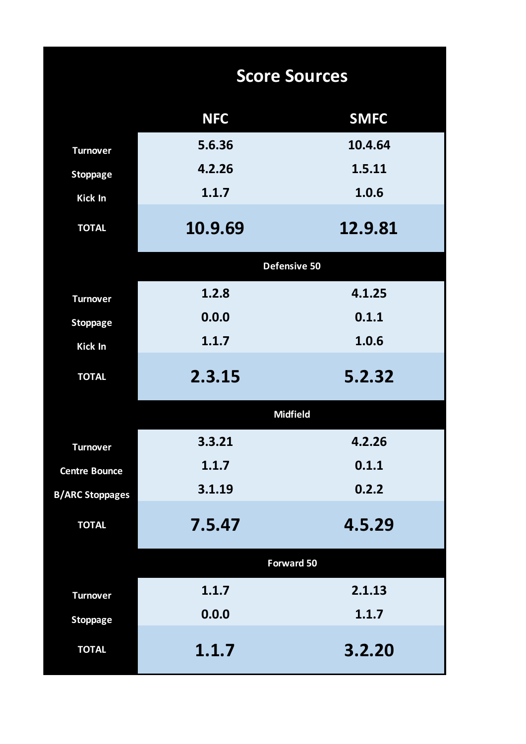## Score Sources

| | NFC | SMFC |
|---|---|---|
| Turnover | 5.6.36 | 10.4.64 |
| Stoppage | 4.2.26 | 1.5.11 |
| Kick In | 1.1.7 | 1.0.6 |
| TOTAL | **10.9.69** | **12.9.81** |

**Defensive 50**

| | NFC | SMFC |
|---|---|---|
| Turnover | 1.2.8 | 4.1.25 |
| Stoppage | 0.0.0 | 0.1.1 |
| Kick In | 1.1.7 | 1.0.6 |
| TOTAL | **2.3.15** | **5.2.32** |

**Midfield**

| | NFC | SMFC |
|---|---|---|
| Turnover | 3.3.21 | 4.2.26 |
| Centre Bounce | 1.1.7 | 0.1.1 |
| B/ARC Stoppages | 3.1.19 | 0.2.2 |
| TOTAL | **7.5.47** | **4.5.29** |

**Forward 50**

| | NFC | SMFC |
|---|---|---|
| Turnover | 1.1.7 | 2.1.13 |
| Stoppage | 0.0.0 | 1.1.7 |
| TOTAL | **1.1.7** | **3.2.20** |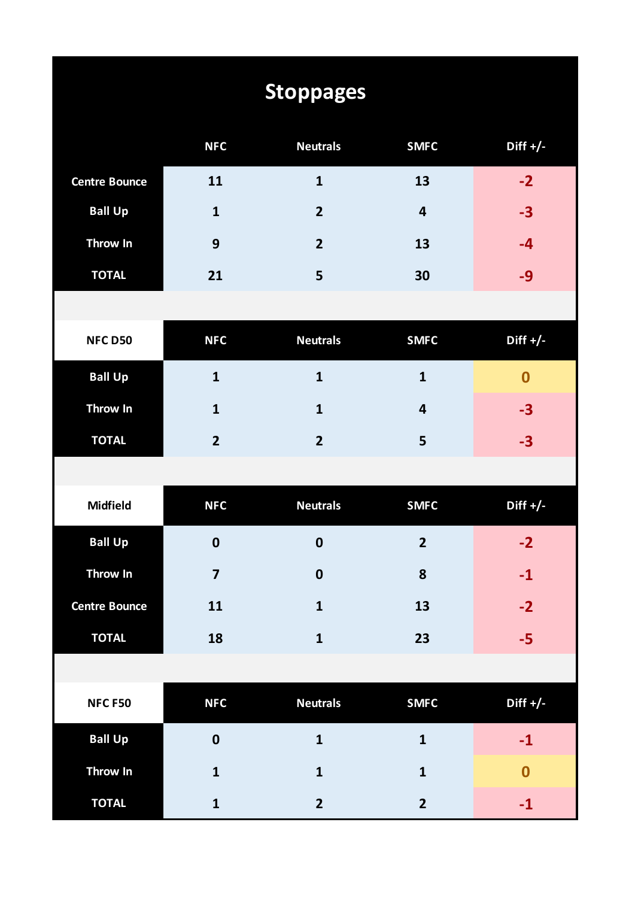# Stoppages

| | NFC | Neutrals | SMFC | Diff +/- |
|---|---|---|---|---|
| Centre Bounce | 11 | 1 | 13 | -2 |
| Ball Up | 1 | 2 | 4 | -3 |
| Throw In | 9 | 2 | 13 | -4 |
| TOTAL | 21 | 5 | 30 | -9 |

| NFC D50 | NFC | Neutrals | SMFC | Diff +/- |
|---|---|---|---|---|
| Ball Up | 1 | 1 | 1 | 0 |
| Throw In | 1 | 1 | 4 | -3 |
| TOTAL | 2 | 2 | 5 | -3 |

| Midfield | NFC | Neutrals | SMFC | Diff +/- |
|---|---|---|---|---|
| Ball Up | 0 | 0 | 2 | -2 |
| Throw In | 7 | 0 | 8 | -1 |
| Centre Bounce | 11 | 1 | 13 | -2 |
| TOTAL | 18 | 1 | 23 | -5 |

| NFC F50 | NFC | Neutrals | SMFC | Diff +/- |
|---|---|---|---|---|
| Ball Up | 0 | 1 | 1 | -1 |
| Throw In | 1 | 1 | 1 | 0 |
| TOTAL | 1 | 2 | 2 | -1 |